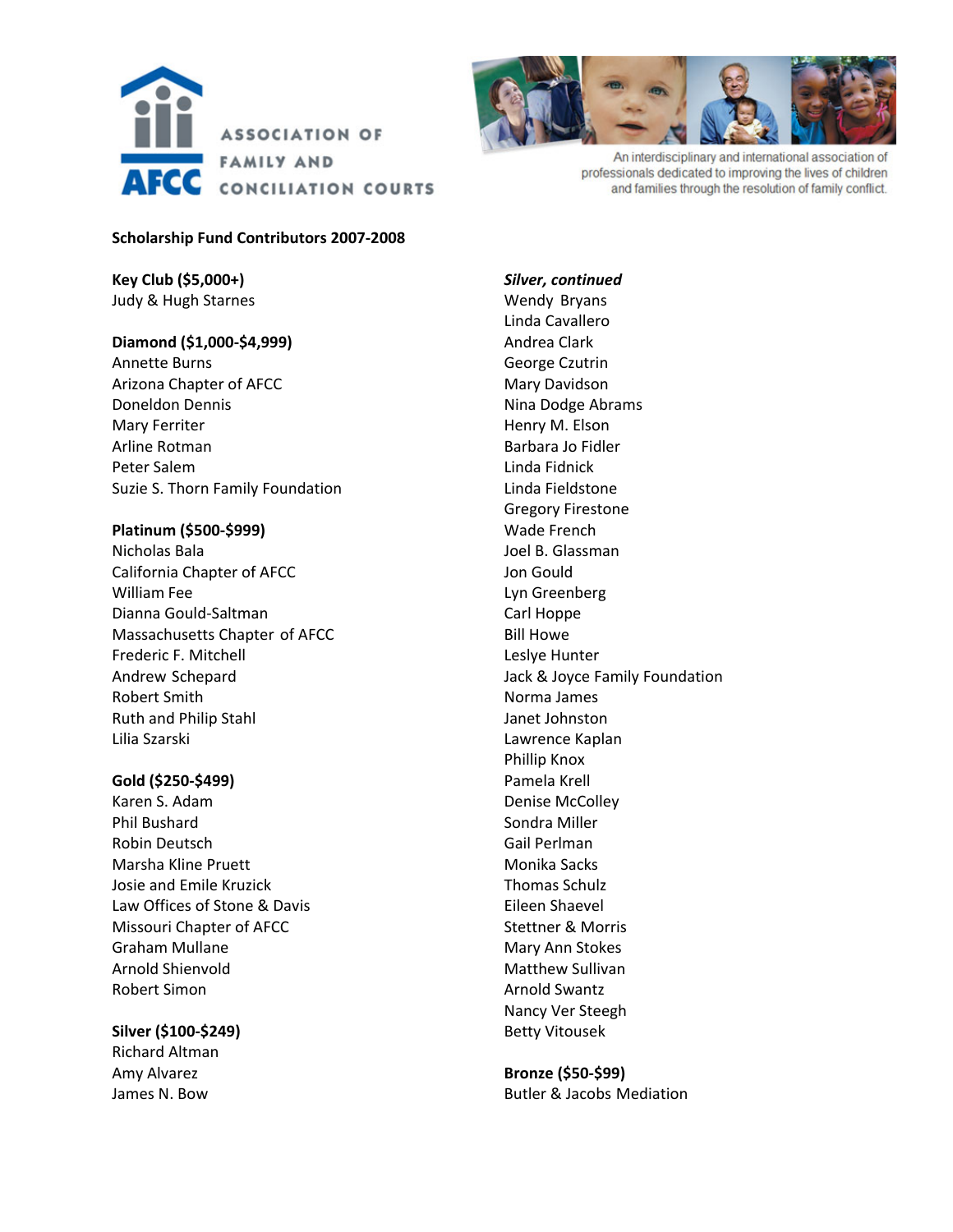AFC ASSOCIATION OF FAMILY AND CONCILIATION COURTS

An interdisciplinary and international association of professionals dedicated to improving the lives of children and families through the resolution of family conflict.

**Scholarship Fund Contributors 2007-2008**

**Key Club ($5,000+)**
Judy & Hugh Starnes

**Diamond ($1,000-$4,999)**
Annette Burns
Arizona Chapter of AFCC
Doneldon Dennis
Mary Ferriter
Arline Rotman
Peter Salem
Suzie S. Thorn Family Foundation

**Platinum ($500-$999)**
Nicholas Bala
California Chapter of AFCC
William Fee
Dianna Gould-Saltman
Massachusetts Chapter of AFCC
Frederic F. Mitchell
Andrew Schepard
Robert Smith
Ruth and Philip Stahl
Lilia Szarski

**Gold ($250-$499)**
Karen S. Adam
Phil Bushard
Robin Deutsch
Marsha Kline Pruett
Josie and Emile Kruzick
Law Offices of Stone & Davis
Missouri Chapter of AFCC
Graham Mullane
Arnold Shienvold
Robert Simon

**Silver ($100-$249)**
Richard Altman
Amy Alvarez
James N. Bow

***Silver, continued***
Wendy Bryans
Linda Cavallero
Andrea Clark
George Czutrin
Mary Davidson
Nina Dodge Abrams
Henry M. Elson
Barbara Jo Fidler
Linda Fidnick
Linda Fieldstone
Gregory Firestone
Wade French
Joel B. Glassman
Jon Gould
Lyn Greenberg
Carl Hoppe
Bill Howe
Leslye Hunter
Jack & Joyce Family Foundation
Norma James
Janet Johnston
Lawrence Kaplan
Phillip Knox
Pamela Krell
Denise McColley
Sondra Miller
Gail Perlman
Monika Sacks
Thomas Schulz
Eileen Shaevel
Stettner & Morris
Mary Ann Stokes
Matthew Sullivan
Arnold Swantz
Nancy Ver Steegh
Betty Vitousek

**Bronze ($50-$99)**
Butler & Jacobs Mediation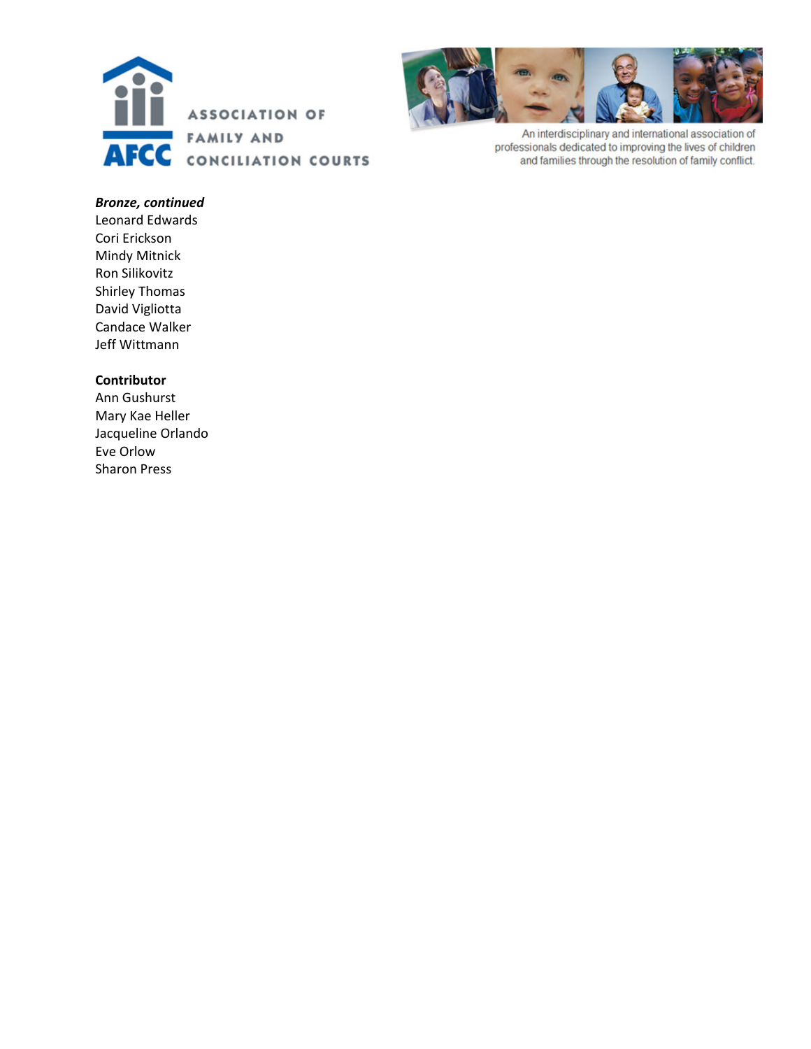***Bronze, continued***

Leonard Edwards
Cori Erickson
Mindy Mitnick
Ron Silikovitz
Shirley Thomas
David Vigliotta
Candace Walker
Jeff Wittmann

**Contributor**

Ann Gushurst
Mary Kae Heller
Jacqueline Orlando
Eve Orlow
Sharon Press